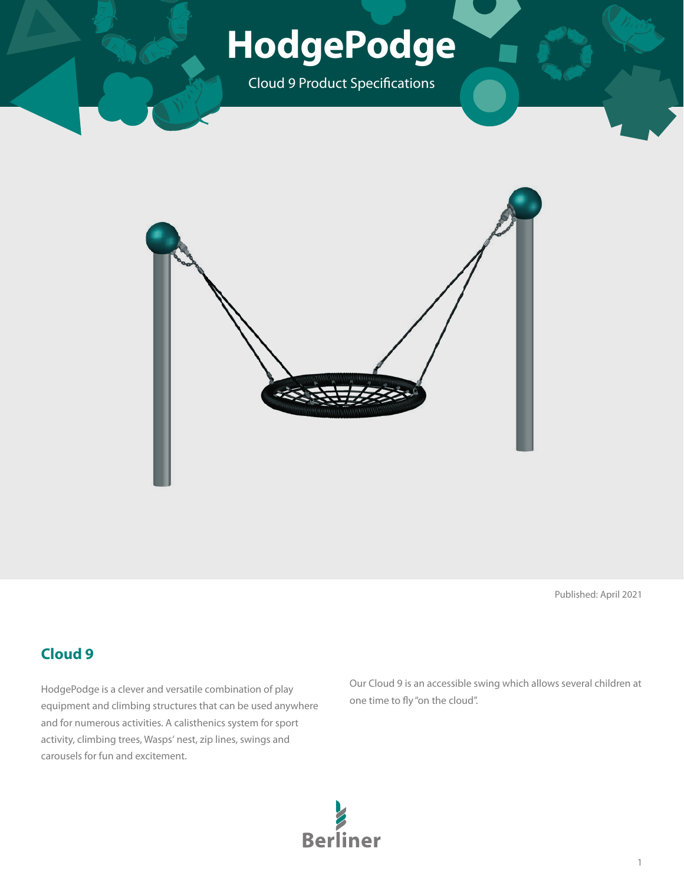# HodgePodge

Cloud 9 Product Specifications

Published: April 2021

## Cloud 9

HodgePodge is a clever and versatile combination of play equipment and climbing structures that can be used anywhere and for numerous activities. A calisthenics system for sport activity, climbing trees, Wasps' nest, zip lines, swings and carousels for fun and excitement.

Our Cloud 9 is an accessible swing which allows several children at one time to fly "on the cloud".

Berliner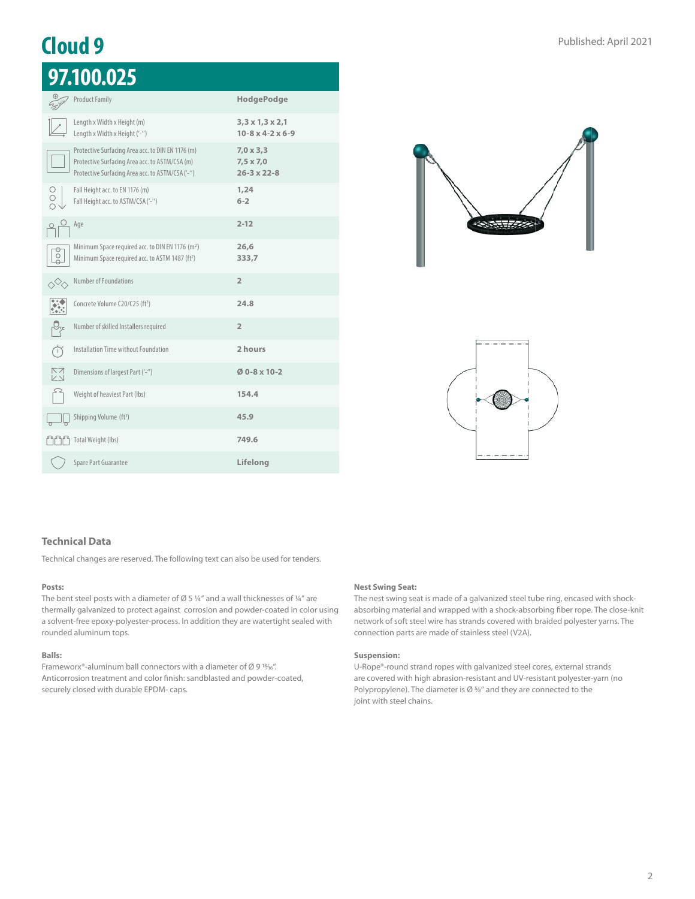# Cloud 9

Published: April 2021

## 97.100.025

| | |
|---|---|
| Product Family | HodgePodge |
| Length x Width x Height (m)<br>Length x Width x Height ('-") | 3,3 x 1,3 x 2,1<br>10-8 x 4-2 x 6-9 |
| Protective Surfacing Area acc. to DIN EN 1176 (m)<br>Protective Surfacing Area acc. to ASTM/CSA (m)<br>Protective Surfacing Area acc. to ASTM/CSA ('-") | 7,0 x 3,3<br>7,5 x 7,0<br>26-3 x 22-8 |
| Fall Height acc. to EN 1176 (m)<br>Fall Height acc. to ASTM/CSA ('-") | 1,24<br>6-2 |
| Age | 2-12 |
| Minimum Space required acc. to DIN EN 1176 (m²)<br>Minimum Space required acc. to ASTM 1487 (ft²) | 26,6<br>333,7 |
| Number of Foundations | 2 |
| Concrete Volume C20/C25 (ft³) | 24.8 |
| Number of skilled Installers required | 2 |
| Installation Time without Foundation | 2 hours |
| Dimensions of largest Part ('-") | Ø 0-8 x 10-2 |
| Weight of heaviest Part (lbs) | 154.4 |
| Shipping Volume (ft³) | 45.9 |
| Total Weight (lbs) | 749.6 |
| Spare Part Guarantee | Lifelong |

### Technical Data

Technical changes are reserved. The following text can also be used for tenders.

**Posts:**
The bent steel posts with a diameter of Ø 5 ¼" and a wall thicknesses of ¼" are thermally galvanized to protect against corrosion and powder-coated in color using a solvent-free epoxy-polyester-process. In addition they are watertight sealed with rounded aluminum tops.

**Balls:**
Frameworx®-aluminum ball connectors with a diameter of Ø 9 ¹³⁄₁₆". Anticorrosion treatment and color finish: sandblasted and powder-coated, securely closed with durable EPDM- caps.

**Nest Swing Seat:**
The nest swing seat is made of a galvanized steel tube ring, encased with shock-absorbing material and wrapped with a shock-absorbing fiber rope. The close-knit network of soft steel wire has strands covered with braided polyester yarns. The connection parts are made of stainless steel (V2A).

**Suspension:**
U-Rope®-round strand ropes with galvanized steel cores, external strands are covered with high abrasion-resistant and UV-resistant polyester-yarn (no Polypropylene). The diameter is Ø ⅝" and they are connected to the joint with steel chains.